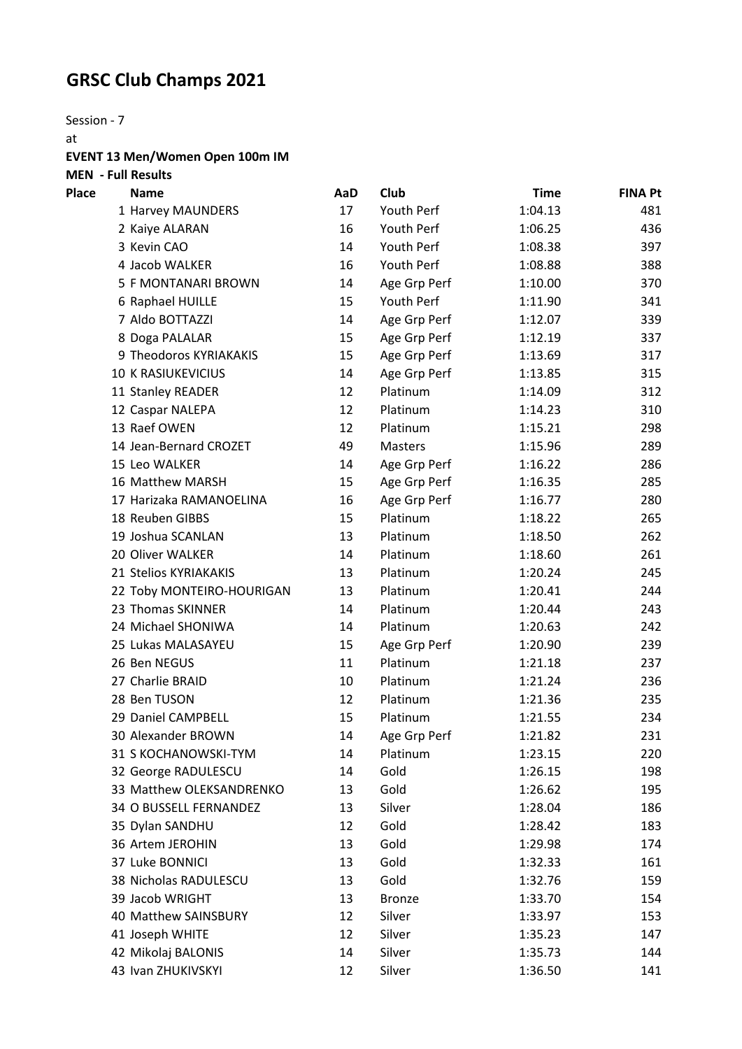# GRSC Club Champs 2021

Session - 7

at

**EVENT 13 Men/Women Open 100m IM**

**MEN - Full Results**

| Place | Name | AaD | Club | Time | FINA Pt |
|---|---|---|---|---|---|
| 1 | Harvey MAUNDERS | 17 | Youth Perf | 1:04.13 | 481 |
| 2 | Kaiye ALARAN | 16 | Youth Perf | 1:06.25 | 436 |
| 3 | Kevin CAO | 14 | Youth Perf | 1:08.38 | 397 |
| 4 | Jacob WALKER | 16 | Youth Perf | 1:08.88 | 388 |
| 5 | F MONTANARI BROWN | 14 | Age Grp Perf | 1:10.00 | 370 |
| 6 | Raphael HUILLE | 15 | Youth Perf | 1:11.90 | 341 |
| 7 | Aldo BOTTAZZI | 14 | Age Grp Perf | 1:12.07 | 339 |
| 8 | Doga PALALAR | 15 | Age Grp Perf | 1:12.19 | 337 |
| 9 | Theodoros KYRIAKAKIS | 15 | Age Grp Perf | 1:13.69 | 317 |
| 10 | K RASIUKEVICIUS | 14 | Age Grp Perf | 1:13.85 | 315 |
| 11 | Stanley READER | 12 | Platinum | 1:14.09 | 312 |
| 12 | Caspar NALEPA | 12 | Platinum | 1:14.23 | 310 |
| 13 | Raef OWEN | 12 | Platinum | 1:15.21 | 298 |
| 14 | Jean-Bernard CROZET | 49 | Masters | 1:15.96 | 289 |
| 15 | Leo WALKER | 14 | Age Grp Perf | 1:16.22 | 286 |
| 16 | Matthew MARSH | 15 | Age Grp Perf | 1:16.35 | 285 |
| 17 | Harizaka RAMANOELINA | 16 | Age Grp Perf | 1:16.77 | 280 |
| 18 | Reuben GIBBS | 15 | Platinum | 1:18.22 | 265 |
| 19 | Joshua SCANLAN | 13 | Platinum | 1:18.50 | 262 |
| 20 | Oliver WALKER | 14 | Platinum | 1:18.60 | 261 |
| 21 | Stelios KYRIAKAKIS | 13 | Platinum | 1:20.24 | 245 |
| 22 | Toby MONTEIRO-HOURIGAN | 13 | Platinum | 1:20.41 | 244 |
| 23 | Thomas SKINNER | 14 | Platinum | 1:20.44 | 243 |
| 24 | Michael SHONIWA | 14 | Platinum | 1:20.63 | 242 |
| 25 | Lukas MALASAYEU | 15 | Age Grp Perf | 1:20.90 | 239 |
| 26 | Ben NEGUS | 11 | Platinum | 1:21.18 | 237 |
| 27 | Charlie BRAID | 10 | Platinum | 1:21.24 | 236 |
| 28 | Ben TUSON | 12 | Platinum | 1:21.36 | 235 |
| 29 | Daniel CAMPBELL | 15 | Platinum | 1:21.55 | 234 |
| 30 | Alexander BROWN | 14 | Age Grp Perf | 1:21.82 | 231 |
| 31 | S KOCHANOWSKI-TYM | 14 | Platinum | 1:23.15 | 220 |
| 32 | George RADULESCU | 14 | Gold | 1:26.15 | 198 |
| 33 | Matthew OLEKSANDRENKO | 13 | Gold | 1:26.62 | 195 |
| 34 | O BUSSELL FERNANDEZ | 13 | Silver | 1:28.04 | 186 |
| 35 | Dylan SANDHU | 12 | Gold | 1:28.42 | 183 |
| 36 | Artem JEROHIN | 13 | Gold | 1:29.98 | 174 |
| 37 | Luke BONNICI | 13 | Gold | 1:32.33 | 161 |
| 38 | Nicholas RADULESCU | 13 | Gold | 1:32.76 | 159 |
| 39 | Jacob WRIGHT | 13 | Bronze | 1:33.70 | 154 |
| 40 | Matthew SAINSBURY | 12 | Silver | 1:33.97 | 153 |
| 41 | Joseph WHITE | 12 | Silver | 1:35.23 | 147 |
| 42 | Mikolaj BALONIS | 14 | Silver | 1:35.73 | 144 |
| 43 | Ivan ZHUKIVSKYI | 12 | Silver | 1:36.50 | 141 |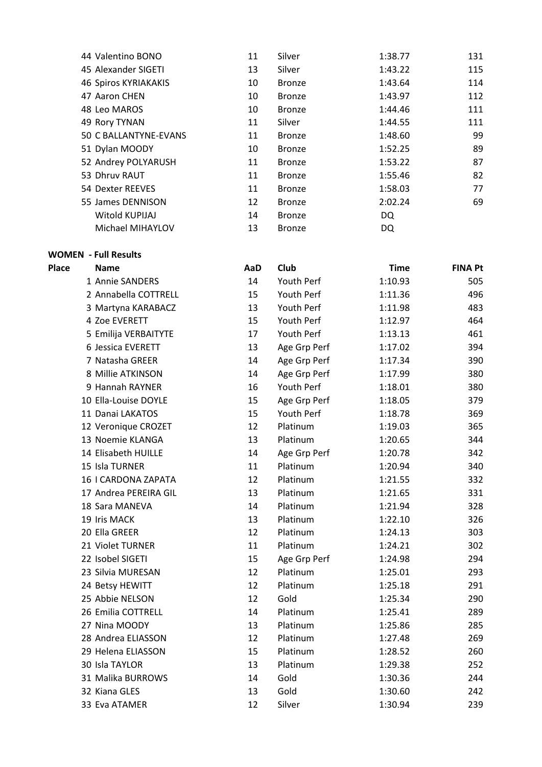| Place | Name | AaD | Club | Time | FINA Pt |
|---|---|---|---|---|---|
| 44 | Valentino BONO | 11 | Silver | 1:38.77 | 131 |
| 45 | Alexander SIGETI | 13 | Silver | 1:43.22 | 115 |
| 46 | Spiros KYRIAKAKIS | 10 | Bronze | 1:43.64 | 114 |
| 47 | Aaron CHEN | 10 | Bronze | 1:43.97 | 112 |
| 48 | Leo MAROS | 10 | Bronze | 1:44.46 | 111 |
| 49 | Rory TYNAN | 11 | Silver | 1:44.55 | 111 |
| 50 | C BALLANTYNE-EVANS | 11 | Bronze | 1:48.60 | 99 |
| 51 | Dylan MOODY | 10 | Bronze | 1:52.25 | 89 |
| 52 | Andrey POLYARUSH | 11 | Bronze | 1:53.22 | 87 |
| 53 | Dhruv RAUT | 11 | Bronze | 1:55.46 | 82 |
| 54 | Dexter REEVES | 11 | Bronze | 1:58.03 | 77 |
| 55 | James DENNISON | 12 | Bronze | 2:02.24 | 69 |
| | Witold KUPIJAJ | 14 | Bronze | DQ | |
| | Michael MIHAYLOV | 13 | Bronze | DQ | |

**WOMEN - Full Results**

| Place | Name | AaD | Club | Time | FINA Pt |
|---|---|---|---|---|---|
| 1 | Annie SANDERS | 14 | Youth Perf | 1:10.93 | 505 |
| 2 | Annabella COTTRELL | 15 | Youth Perf | 1:11.36 | 496 |
| 3 | Martyna KARABACZ | 13 | Youth Perf | 1:11.98 | 483 |
| 4 | Zoe EVERETT | 15 | Youth Perf | 1:12.97 | 464 |
| 5 | Emilija VERBAITYTE | 17 | Youth Perf | 1:13.13 | 461 |
| 6 | Jessica EVERETT | 13 | Age Grp Perf | 1:17.02 | 394 |
| 7 | Natasha GREER | 14 | Age Grp Perf | 1:17.34 | 390 |
| 8 | Millie ATKINSON | 14 | Age Grp Perf | 1:17.99 | 380 |
| 9 | Hannah RAYNER | 16 | Youth Perf | 1:18.01 | 380 |
| 10 | Ella-Louise DOYLE | 15 | Age Grp Perf | 1:18.05 | 379 |
| 11 | Danai LAKATOS | 15 | Youth Perf | 1:18.78 | 369 |
| 12 | Veronique CROZET | 12 | Platinum | 1:19.03 | 365 |
| 13 | Noemie KLANGA | 13 | Platinum | 1:20.65 | 344 |
| 14 | Elisabeth HUILLE | 14 | Age Grp Perf | 1:20.78 | 342 |
| 15 | Isla TURNER | 11 | Platinum | 1:20.94 | 340 |
| 16 | I CARDONA ZAPATA | 12 | Platinum | 1:21.55 | 332 |
| 17 | Andrea PEREIRA GIL | 13 | Platinum | 1:21.65 | 331 |
| 18 | Sara MANEVA | 14 | Platinum | 1:21.94 | 328 |
| 19 | Iris MACK | 13 | Platinum | 1:22.10 | 326 |
| 20 | Ella GREER | 12 | Platinum | 1:24.13 | 303 |
| 21 | Violet TURNER | 11 | Platinum | 1:24.21 | 302 |
| 22 | Isobel SIGETI | 15 | Age Grp Perf | 1:24.98 | 294 |
| 23 | Silvia MURESAN | 12 | Platinum | 1:25.01 | 293 |
| 24 | Betsy HEWITT | 12 | Platinum | 1:25.18 | 291 |
| 25 | Abbie NELSON | 12 | Gold | 1:25.34 | 290 |
| 26 | Emilia COTTRELL | 14 | Platinum | 1:25.41 | 289 |
| 27 | Nina MOODY | 13 | Platinum | 1:25.86 | 285 |
| 28 | Andrea ELIASSON | 12 | Platinum | 1:27.48 | 269 |
| 29 | Helena ELIASSON | 15 | Platinum | 1:28.52 | 260 |
| 30 | Isla TAYLOR | 13 | Platinum | 1:29.38 | 252 |
| 31 | Malika BURROWS | 14 | Gold | 1:30.36 | 244 |
| 32 | Kiana GLES | 13 | Gold | 1:30.60 | 242 |
| 33 | Eva ATAMER | 12 | Silver | 1:30.94 | 239 |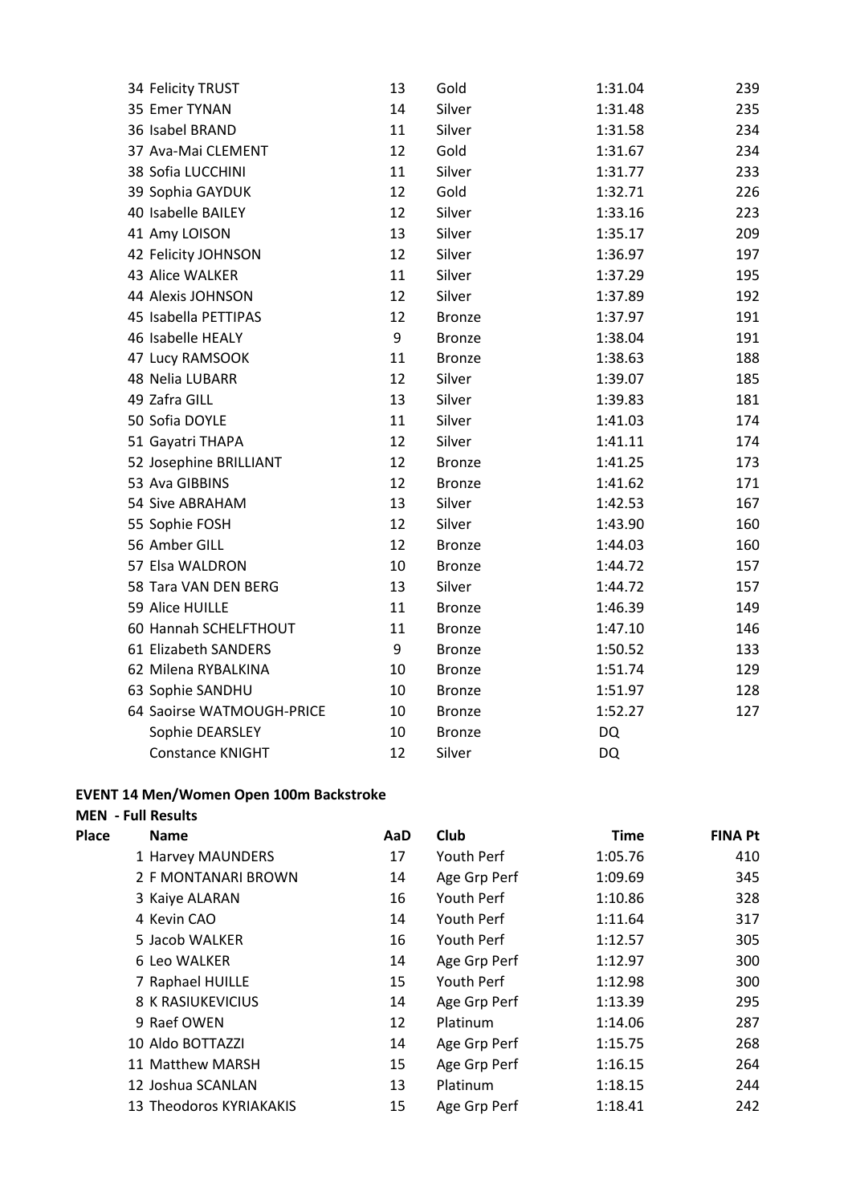| Place | Name | AaD | Club | Time | FINA Pt |
|---|---|---|---|---|---|
| 34 | Felicity TRUST | 13 | Gold | 1:31.04 | 239 |
| 35 | Emer TYNAN | 14 | Silver | 1:31.48 | 235 |
| 36 | Isabel BRAND | 11 | Silver | 1:31.58 | 234 |
| 37 | Ava-Mai CLEMENT | 12 | Gold | 1:31.67 | 234 |
| 38 | Sofia LUCCHINI | 11 | Silver | 1:31.77 | 233 |
| 39 | Sophia GAYDUK | 12 | Gold | 1:32.71 | 226 |
| 40 | Isabelle BAILEY | 12 | Silver | 1:33.16 | 223 |
| 41 | Amy LOISON | 13 | Silver | 1:35.17 | 209 |
| 42 | Felicity JOHNSON | 12 | Silver | 1:36.97 | 197 |
| 43 | Alice WALKER | 11 | Silver | 1:37.29 | 195 |
| 44 | Alexis JOHNSON | 12 | Silver | 1:37.89 | 192 |
| 45 | Isabella PETTIPAS | 12 | Bronze | 1:37.97 | 191 |
| 46 | Isabelle HEALY | 9 | Bronze | 1:38.04 | 191 |
| 47 | Lucy RAMSOOK | 11 | Bronze | 1:38.63 | 188 |
| 48 | Nelia LUBARR | 12 | Silver | 1:39.07 | 185 |
| 49 | Zafra GILL | 13 | Silver | 1:39.83 | 181 |
| 50 | Sofia DOYLE | 11 | Silver | 1:41.03 | 174 |
| 51 | Gayatri THAPA | 12 | Silver | 1:41.11 | 174 |
| 52 | Josephine BRILLIANT | 12 | Bronze | 1:41.25 | 173 |
| 53 | Ava GIBBINS | 12 | Bronze | 1:41.62 | 171 |
| 54 | Sive ABRAHAM | 13 | Silver | 1:42.53 | 167 |
| 55 | Sophie FOSH | 12 | Silver | 1:43.90 | 160 |
| 56 | Amber GILL | 12 | Bronze | 1:44.03 | 160 |
| 57 | Elsa WALDRON | 10 | Bronze | 1:44.72 | 157 |
| 58 | Tara VAN DEN BERG | 13 | Silver | 1:44.72 | 157 |
| 59 | Alice HUILLE | 11 | Bronze | 1:46.39 | 149 |
| 60 | Hannah SCHELFTHOUT | 11 | Bronze | 1:47.10 | 146 |
| 61 | Elizabeth SANDERS | 9 | Bronze | 1:50.52 | 133 |
| 62 | Milena RYBALKINA | 10 | Bronze | 1:51.74 | 129 |
| 63 | Sophie SANDHU | 10 | Bronze | 1:51.97 | 128 |
| 64 | Saoirse WATMOUGH-PRICE | 10 | Bronze | 1:52.27 | 127 |
| | Sophie DEARSLEY | 10 | Bronze | DQ | |
| | Constance KNIGHT | 12 | Silver | DQ | |

**EVENT 14 Men/Women Open 100m Backstroke**

**MEN - Full Results**

| Place | Name | AaD | Club | Time | FINA Pt |
|---|---|---|---|---|---|
| 1 | Harvey MAUNDERS | 17 | Youth Perf | 1:05.76 | 410 |
| 2 | F MONTANARI BROWN | 14 | Age Grp Perf | 1:09.69 | 345 |
| 3 | Kaiye ALARAN | 16 | Youth Perf | 1:10.86 | 328 |
| 4 | Kevin CAO | 14 | Youth Perf | 1:11.64 | 317 |
| 5 | Jacob WALKER | 16 | Youth Perf | 1:12.57 | 305 |
| 6 | Leo WALKER | 14 | Age Grp Perf | 1:12.97 | 300 |
| 7 | Raphael HUILLE | 15 | Youth Perf | 1:12.98 | 300 |
| 8 | K RASIUKEVICIUS | 14 | Age Grp Perf | 1:13.39 | 295 |
| 9 | Raef OWEN | 12 | Platinum | 1:14.06 | 287 |
| 10 | Aldo BOTTAZZI | 14 | Age Grp Perf | 1:15.75 | 268 |
| 11 | Matthew MARSH | 15 | Age Grp Perf | 1:16.15 | 264 |
| 12 | Joshua SCANLAN | 13 | Platinum | 1:18.15 | 244 |
| 13 | Theodoros KYRIAKAKIS | 15 | Age Grp Perf | 1:18.41 | 242 |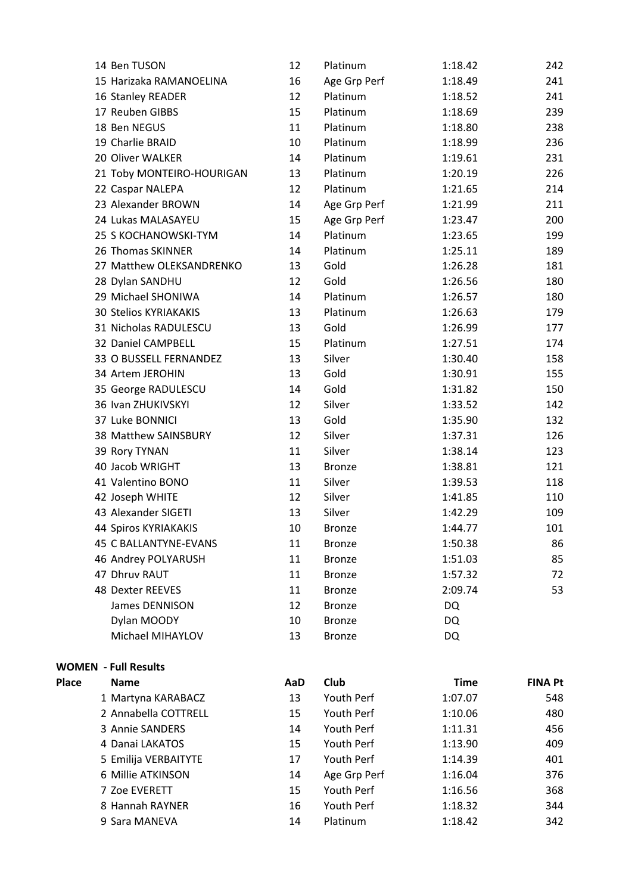| Place | Name | AaD | Club | Time | FINA Pt |
|---|---|---|---|---|---|
| 14 | Ben TUSON | 12 | Platinum | 1:18.42 | 242 |
| 15 | Harizaka RAMANOELINA | 16 | Age Grp Perf | 1:18.49 | 241 |
| 16 | Stanley READER | 12 | Platinum | 1:18.52 | 241 |
| 17 | Reuben GIBBS | 15 | Platinum | 1:18.69 | 239 |
| 18 | Ben NEGUS | 11 | Platinum | 1:18.80 | 238 |
| 19 | Charlie BRAID | 10 | Platinum | 1:18.99 | 236 |
| 20 | Oliver WALKER | 14 | Platinum | 1:19.61 | 231 |
| 21 | Toby MONTEIRO-HOURIGAN | 13 | Platinum | 1:20.19 | 226 |
| 22 | Caspar NALEPA | 12 | Platinum | 1:21.65 | 214 |
| 23 | Alexander BROWN | 14 | Age Grp Perf | 1:21.99 | 211 |
| 24 | Lukas MALASAYEU | 15 | Age Grp Perf | 1:23.47 | 200 |
| 25 | S KOCHANOWSKI-TYM | 14 | Platinum | 1:23.65 | 199 |
| 26 | Thomas SKINNER | 14 | Platinum | 1:25.11 | 189 |
| 27 | Matthew OLEKSANDRENKO | 13 | Gold | 1:26.28 | 181 |
| 28 | Dylan SANDHU | 12 | Gold | 1:26.56 | 180 |
| 29 | Michael SHONIWA | 14 | Platinum | 1:26.57 | 180 |
| 30 | Stelios KYRIAKAKIS | 13 | Platinum | 1:26.63 | 179 |
| 31 | Nicholas RADULESCU | 13 | Gold | 1:26.99 | 177 |
| 32 | Daniel CAMPBELL | 15 | Platinum | 1:27.51 | 174 |
| 33 | O BUSSELL FERNANDEZ | 13 | Silver | 1:30.40 | 158 |
| 34 | Artem JEROHIN | 13 | Gold | 1:30.91 | 155 |
| 35 | George RADULESCU | 14 | Gold | 1:31.82 | 150 |
| 36 | Ivan ZHUKIVSKYI | 12 | Silver | 1:33.52 | 142 |
| 37 | Luke BONNICI | 13 | Gold | 1:35.90 | 132 |
| 38 | Matthew SAINSBURY | 12 | Silver | 1:37.31 | 126 |
| 39 | Rory TYNAN | 11 | Silver | 1:38.14 | 123 |
| 40 | Jacob WRIGHT | 13 | Bronze | 1:38.81 | 121 |
| 41 | Valentino BONO | 11 | Silver | 1:39.53 | 118 |
| 42 | Joseph WHITE | 12 | Silver | 1:41.85 | 110 |
| 43 | Alexander SIGETI | 13 | Silver | 1:42.29 | 109 |
| 44 | Spiros KYRIAKAKIS | 10 | Bronze | 1:44.77 | 101 |
| 45 | C BALLANTYNE-EVANS | 11 | Bronze | 1:50.38 | 86 |
| 46 | Andrey POLYARUSH | 11 | Bronze | 1:51.03 | 85 |
| 47 | Dhruv RAUT | 11 | Bronze | 1:57.32 | 72 |
| 48 | Dexter REEVES | 11 | Bronze | 2:09.74 | 53 |
| | James DENNISON | 12 | Bronze | DQ | |
| | Dylan MOODY | 10 | Bronze | DQ | |
| | Michael MIHAYLOV | 13 | Bronze | DQ | |

**WOMEN - Full Results**

| Place | Name | AaD | Club | Time | FINA Pt |
|---|---|---|---|---|---|
| 1 | Martyna KARABACZ | 13 | Youth Perf | 1:07.07 | 548 |
| 2 | Annabella COTTRELL | 15 | Youth Perf | 1:10.06 | 480 |
| 3 | Annie SANDERS | 14 | Youth Perf | 1:11.31 | 456 |
| 4 | Danai LAKATOS | 15 | Youth Perf | 1:13.90 | 409 |
| 5 | Emilija VERBAITYTE | 17 | Youth Perf | 1:14.39 | 401 |
| 6 | Millie ATKINSON | 14 | Age Grp Perf | 1:16.04 | 376 |
| 7 | Zoe EVERETT | 15 | Youth Perf | 1:16.56 | 368 |
| 8 | Hannah RAYNER | 16 | Youth Perf | 1:18.32 | 344 |
| 9 | Sara MANEVA | 14 | Platinum | 1:18.42 | 342 |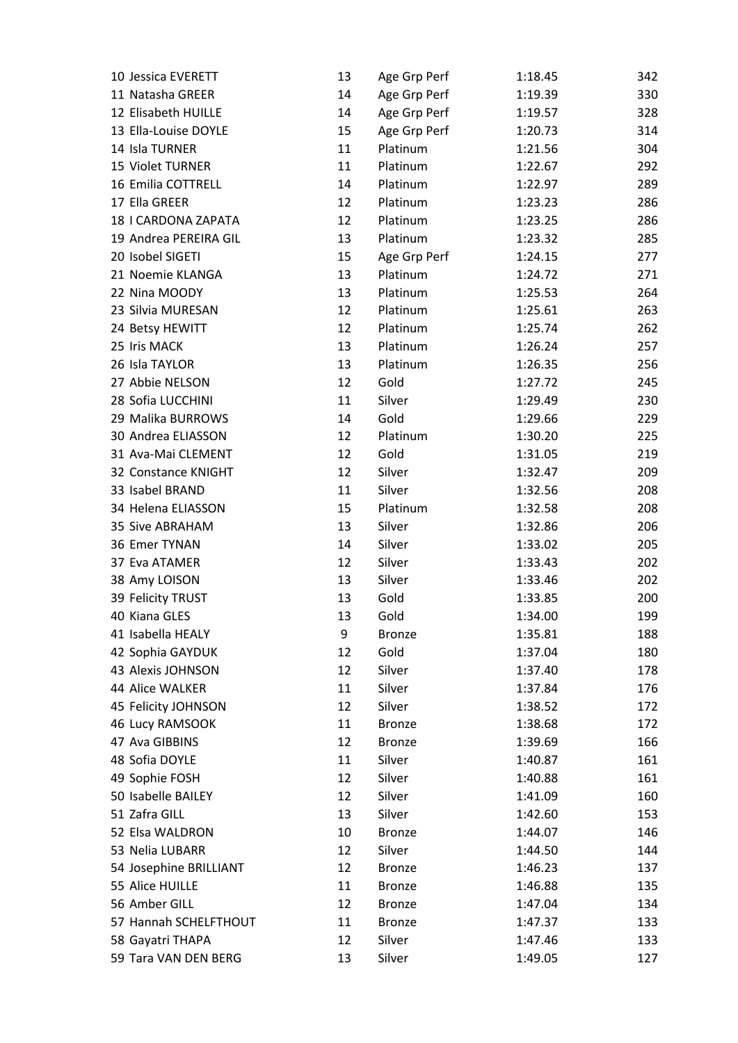| | | | | |
|---|---|---|---|---|
| 10 Jessica EVERETT | 13 | Age Grp Perf | 1:18.45 | 342 |
| 11 Natasha GREER | 14 | Age Grp Perf | 1:19.39 | 330 |
| 12 Elisabeth HUILLE | 14 | Age Grp Perf | 1:19.57 | 328 |
| 13 Ella-Louise DOYLE | 15 | Age Grp Perf | 1:20.73 | 314 |
| 14 Isla TURNER | 11 | Platinum | 1:21.56 | 304 |
| 15 Violet TURNER | 11 | Platinum | 1:22.67 | 292 |
| 16 Emilia COTTRELL | 14 | Platinum | 1:22.97 | 289 |
| 17 Ella GREER | 12 | Platinum | 1:23.23 | 286 |
| 18 I CARDONA ZAPATA | 12 | Platinum | 1:23.25 | 286 |
| 19 Andrea PEREIRA GIL | 13 | Platinum | 1:23.32 | 285 |
| 20 Isobel SIGETI | 15 | Age Grp Perf | 1:24.15 | 277 |
| 21 Noemie KLANGA | 13 | Platinum | 1:24.72 | 271 |
| 22 Nina MOODY | 13 | Platinum | 1:25.53 | 264 |
| 23 Silvia MURESAN | 12 | Platinum | 1:25.61 | 263 |
| 24 Betsy HEWITT | 12 | Platinum | 1:25.74 | 262 |
| 25 Iris MACK | 13 | Platinum | 1:26.24 | 257 |
| 26 Isla TAYLOR | 13 | Platinum | 1:26.35 | 256 |
| 27 Abbie NELSON | 12 | Gold | 1:27.72 | 245 |
| 28 Sofia LUCCHINI | 11 | Silver | 1:29.49 | 230 |
| 29 Malika BURROWS | 14 | Gold | 1:29.66 | 229 |
| 30 Andrea ELIASSON | 12 | Platinum | 1:30.20 | 225 |
| 31 Ava-Mai CLEMENT | 12 | Gold | 1:31.05 | 219 |
| 32 Constance KNIGHT | 12 | Silver | 1:32.47 | 209 |
| 33 Isabel BRAND | 11 | Silver | 1:32.56 | 208 |
| 34 Helena ELIASSON | 15 | Platinum | 1:32.58 | 208 |
| 35 Sive ABRAHAM | 13 | Silver | 1:32.86 | 206 |
| 36 Emer TYNAN | 14 | Silver | 1:33.02 | 205 |
| 37 Eva ATAMER | 12 | Silver | 1:33.43 | 202 |
| 38 Amy LOISON | 13 | Silver | 1:33.46 | 202 |
| 39 Felicity TRUST | 13 | Gold | 1:33.85 | 200 |
| 40 Kiana GLES | 13 | Gold | 1:34.00 | 199 |
| 41 Isabella HEALY | 9 | Bronze | 1:35.81 | 188 |
| 42 Sophia GAYDUK | 12 | Gold | 1:37.04 | 180 |
| 43 Alexis JOHNSON | 12 | Silver | 1:37.40 | 178 |
| 44 Alice WALKER | 11 | Silver | 1:37.84 | 176 |
| 45 Felicity JOHNSON | 12 | Silver | 1:38.52 | 172 |
| 46 Lucy RAMSOOK | 11 | Bronze | 1:38.68 | 172 |
| 47 Ava GIBBINS | 12 | Bronze | 1:39.69 | 166 |
| 48 Sofia DOYLE | 11 | Silver | 1:40.87 | 161 |
| 49 Sophie FOSH | 12 | Silver | 1:40.88 | 161 |
| 50 Isabelle BAILEY | 12 | Silver | 1:41.09 | 160 |
| 51 Zafra GILL | 13 | Silver | 1:42.60 | 153 |
| 52 Elsa WALDRON | 10 | Bronze | 1:44.07 | 146 |
| 53 Nelia LUBARR | 12 | Silver | 1:44.50 | 144 |
| 54 Josephine BRILLIANT | 12 | Bronze | 1:46.23 | 137 |
| 55 Alice HUILLE | 11 | Bronze | 1:46.88 | 135 |
| 56 Amber GILL | 12 | Bronze | 1:47.04 | 134 |
| 57 Hannah SCHELFTHOUT | 11 | Bronze | 1:47.37 | 133 |
| 58 Gayatri THAPA | 12 | Silver | 1:47.46 | 133 |
| 59 Tara VAN DEN BERG | 13 | Silver | 1:49.05 | 127 |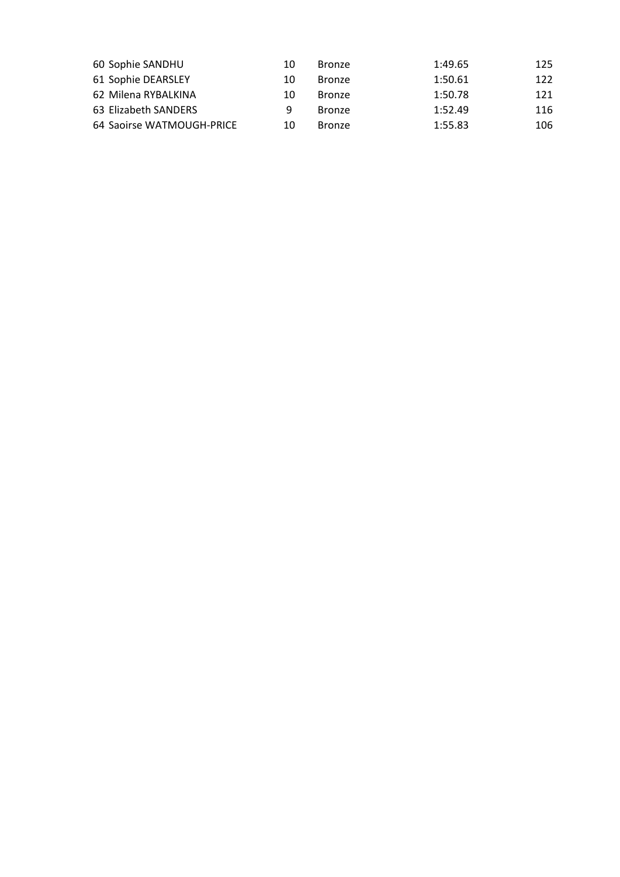| | | | | | |
|---|---|---|---|---|---|
| 60 | Sophie SANDHU | 10 | Bronze | 1:49.65 | 125 |
| 61 | Sophie DEARSLEY | 10 | Bronze | 1:50.61 | 122 |
| 62 | Milena RYBALKINA | 10 | Bronze | 1:50.78 | 121 |
| 63 | Elizabeth SANDERS | 9 | Bronze | 1:52.49 | 116 |
| 64 | Saoirse WATMOUGH-PRICE | 10 | Bronze | 1:55.83 | 106 |